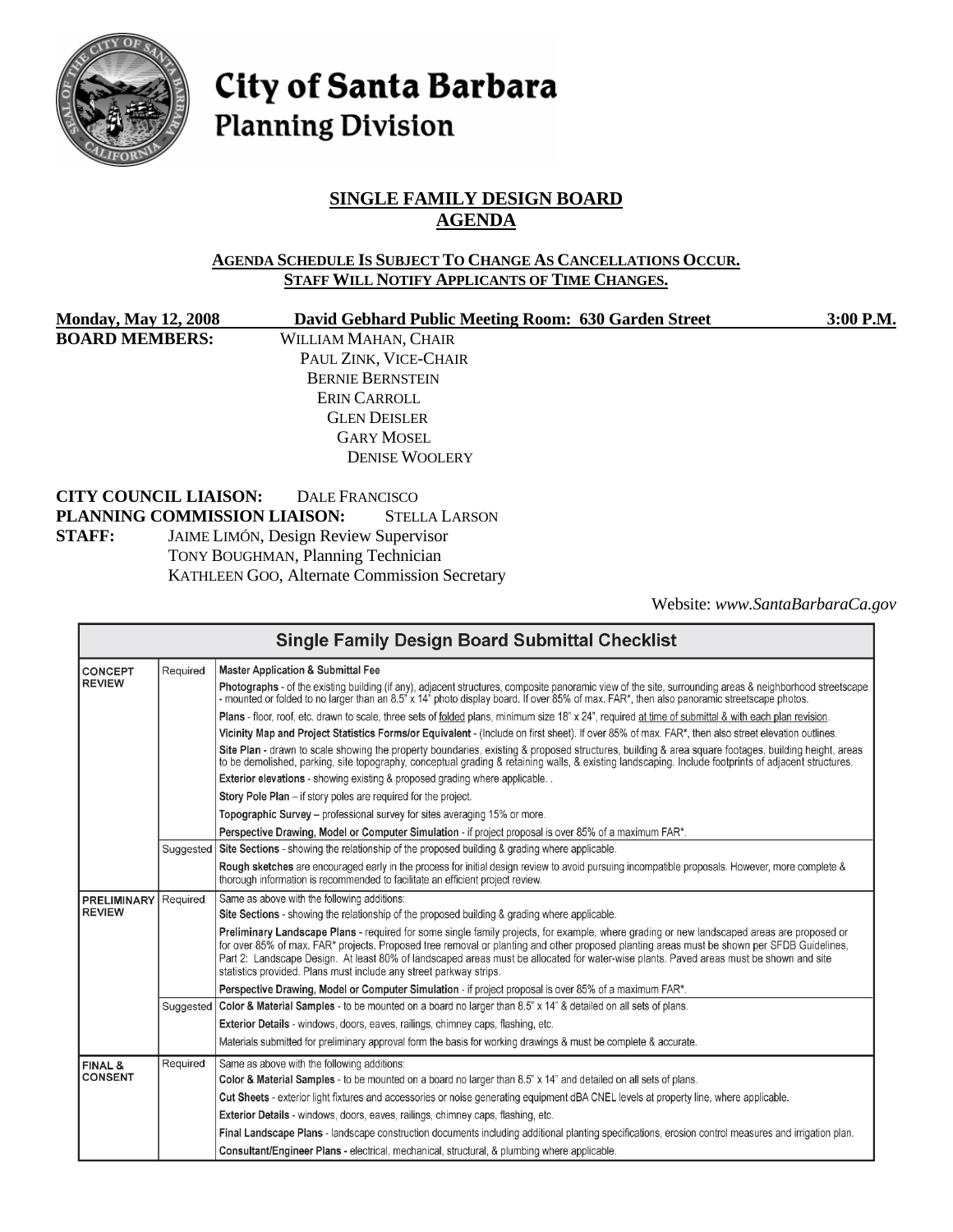# City of Santa Barbara
## Planning Division

## SINGLE FAMILY DESIGN BOARD AGENDA

**AGENDA SCHEDULE IS SUBJECT TO CHANGE AS CANCELLATIONS OCCUR. STAFF WILL NOTIFY APPLICANTS OF TIME CHANGES.**

**Monday, May 12, 2008** | **David Gebhard Public Meeting Room: 630 Garden Street** | **3:00 P.M.**

**BOARD MEMBERS:**
WILLIAM MAHAN, CHAIR
PAUL ZINK, VICE-CHAIR
BERNIE BERNSTEIN
ERIN CARROLL
GLEN DEISLER
GARY MOSEL
DENISE WOOLERY

**CITY COUNCIL LIAISON:** DALE FRANCISCO
**PLANNING COMMISSION LIAISON:** STELLA LARSON
**STAFF:**
JAIME LIMÓN, Design Review Supervisor
TONY BOUGHMAN, Planning Technician
KATHLEEN GOO, Alternate Commission Secretary

Website: *www.SantaBarbaraCa.gov*

| Single Family Design Board Submittal Checklist | | |
|---|---|---|
| **CONCEPT REVIEW** | Required | **Master Application & Submittal Fee** |
| | | **Photographs** - of the existing building (if any), adjacent structures, composite panoramic view of the site, surrounding areas & neighborhood streetscape - mounted or folded to no larger than an 8.5" x 14" photo display board. If over 85% of max. FAR*, then also panoramic streetscape photos. |
| | | **Plans** - floor, roof, etc. drawn to scale, three sets of folded plans, minimum size 18" x 24", required at time of submittal & with each plan revision. |
| | | **Vicinity Map and Project Statistics Forms/or Equivalent** - (Include on first sheet). If over 85% of max. FAR*, then also street elevation outlines. |
| | | **Site Plan** - drawn to scale showing the property boundaries, existing & proposed structures, building & area square footages, building height, areas to be demolished, parking, site topography, conceptual grading & retaining walls, & existing landscaping. Include footprints of adjacent structures. |
| | | **Exterior elevations** - showing existing & proposed grading where applicable. . |
| | | **Story Pole Plan** – if story poles are required for the project. |
| | | **Topographic Survey** – professional survey for sites averaging 15% or more. |
| | | **Perspective Drawing, Model or Computer Simulation** - if project proposal is over 85% of a maximum FAR*. |
| | Suggested | **Site Sections** - showing the relationship of the proposed building & grading where applicable. |
| | | **Rough sketches** are encouraged early in the process for initial design review to avoid pursuing incompatible proposals. However, more complete & thorough information is recommended to facilitate an efficient project review. |
| **PRELIMINARY REVIEW** | Required | Same as above with the following additions: |
| | | **Site Sections** - showing the relationship of the proposed building & grading where applicable. |
| | | **Preliminary Landscape Plans** - required for some single family projects, for example, where grading or new landscaped areas are proposed or for over 85% of max. FAR* projects. Proposed tree removal or planting and other proposed planting areas must be shown per SFDB Guidelines, Part 2: Landscape Design. At least 80% of landscaped areas must be allocated for water-wise plants. Paved areas must be shown and site statistics provided. Plans must include any street parkway strips. |
| | | **Perspective Drawing, Model or Computer Simulation** - if project proposal is over 85% of a maximum FAR*. |
| | Suggested | **Color & Material Samples** - to be mounted on a board no larger than 8.5" x 14" & detailed on all sets of plans. |
| | | **Exterior Details** - windows, doors, eaves, railings, chimney caps, flashing, etc. |
| | | Materials submitted for preliminary approval form the basis for working drawings & must be complete & accurate. |
| **FINAL & CONSENT** | Required | Same as above with the following additions: |
| | | **Color & Material Samples** - to be mounted on a board no larger than 8.5" x 14" and detailed on all sets of plans. |
| | | **Cut Sheets** - exterior light fixtures and accessories or noise generating equipment dBA CNEL levels at property line, where applicable. |
| | | **Exterior Details** - windows, doors, eaves, railings, chimney caps, flashing, etc. |
| | | **Final Landscape Plans** - landscape construction documents including additional planting specifications, erosion control measures and irrigation plan. |
| | | **Consultant/Engineer Plans** - electrical, mechanical, structural, & plumbing where applicable. |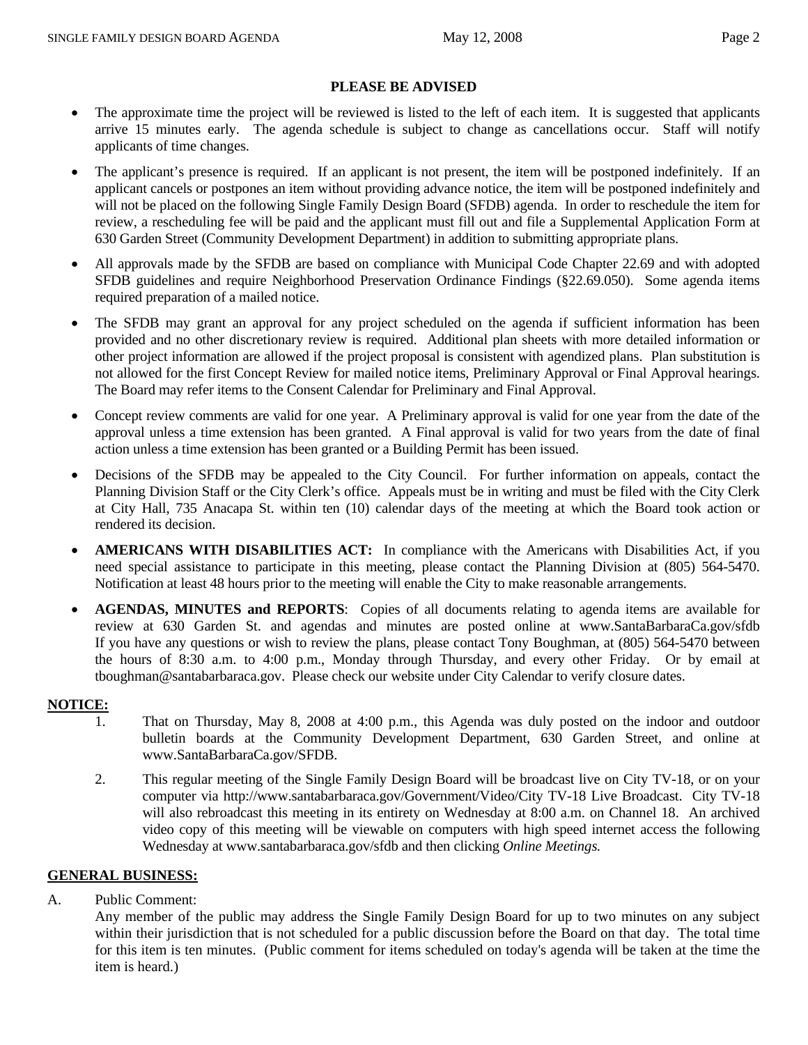**PLEASE BE ADVISED**

- The approximate time the project will be reviewed is listed to the left of each item. It is suggested that applicants arrive 15 minutes early. The agenda schedule is subject to change as cancellations occur. Staff will notify applicants of time changes.
- The applicant's presence is required. If an applicant is not present, the item will be postponed indefinitely. If an applicant cancels or postpones an item without providing advance notice, the item will be postponed indefinitely and will not be placed on the following Single Family Design Board (SFDB) agenda. In order to reschedule the item for review, a rescheduling fee will be paid and the applicant must fill out and file a Supplemental Application Form at 630 Garden Street (Community Development Department) in addition to submitting appropriate plans.
- All approvals made by the SFDB are based on compliance with Municipal Code Chapter 22.69 and with adopted SFDB guidelines and require Neighborhood Preservation Ordinance Findings (§22.69.050). Some agenda items required preparation of a mailed notice.
- The SFDB may grant an approval for any project scheduled on the agenda if sufficient information has been provided and no other discretionary review is required. Additional plan sheets with more detailed information or other project information are allowed if the project proposal is consistent with agendized plans. Plan substitution is not allowed for the first Concept Review for mailed notice items, Preliminary Approval or Final Approval hearings. The Board may refer items to the Consent Calendar for Preliminary and Final Approval.
- Concept review comments are valid for one year. A Preliminary approval is valid for one year from the date of the approval unless a time extension has been granted. A Final approval is valid for two years from the date of final action unless a time extension has been granted or a Building Permit has been issued.
- Decisions of the SFDB may be appealed to the City Council. For further information on appeals, contact the Planning Division Staff or the City Clerk's office. Appeals must be in writing and must be filed with the City Clerk at City Hall, 735 Anacapa St. within ten (10) calendar days of the meeting at which the Board took action or rendered its decision.
- **AMERICANS WITH DISABILITIES ACT:** In compliance with the Americans with Disabilities Act, if you need special assistance to participate in this meeting, please contact the Planning Division at (805) 564-5470. Notification at least 48 hours prior to the meeting will enable the City to make reasonable arrangements.
- **AGENDAS, MINUTES and REPORTS**: Copies of all documents relating to agenda items are available for review at 630 Garden St. and agendas and minutes are posted online at www.SantaBarbaraCa.gov/sfdb If you have any questions or wish to review the plans, please contact Tony Boughman, at (805) 564-5470 between the hours of 8:30 a.m. to 4:00 p.m., Monday through Thursday, and every other Friday. Or by email at tboughman@santabarbaraca.gov. Please check our website under City Calendar to verify closure dates.

**NOTICE:**

1. That on Thursday, May 8, 2008 at 4:00 p.m., this Agenda was duly posted on the indoor and outdoor bulletin boards at the Community Development Department, 630 Garden Street, and online at www.SantaBarbaraCa.gov/SFDB.
2. This regular meeting of the Single Family Design Board will be broadcast live on City TV-18, or on your computer via http://www.santabarbaraca.gov/Government/Video/City TV-18 Live Broadcast. City TV-18 will also rebroadcast this meeting in its entirety on Wednesday at 8:00 a.m. on Channel 18. An archived video copy of this meeting will be viewable on computers with high speed internet access the following Wednesday at www.santabarbaraca.gov/sfdb and then clicking *Online Meetings.*

**GENERAL BUSINESS:**

A. Public Comment:
Any member of the public may address the Single Family Design Board for up to two minutes on any subject within their jurisdiction that is not scheduled for a public discussion before the Board on that day. The total time for this item is ten minutes. (Public comment for items scheduled on today's agenda will be taken at the time the item is heard.)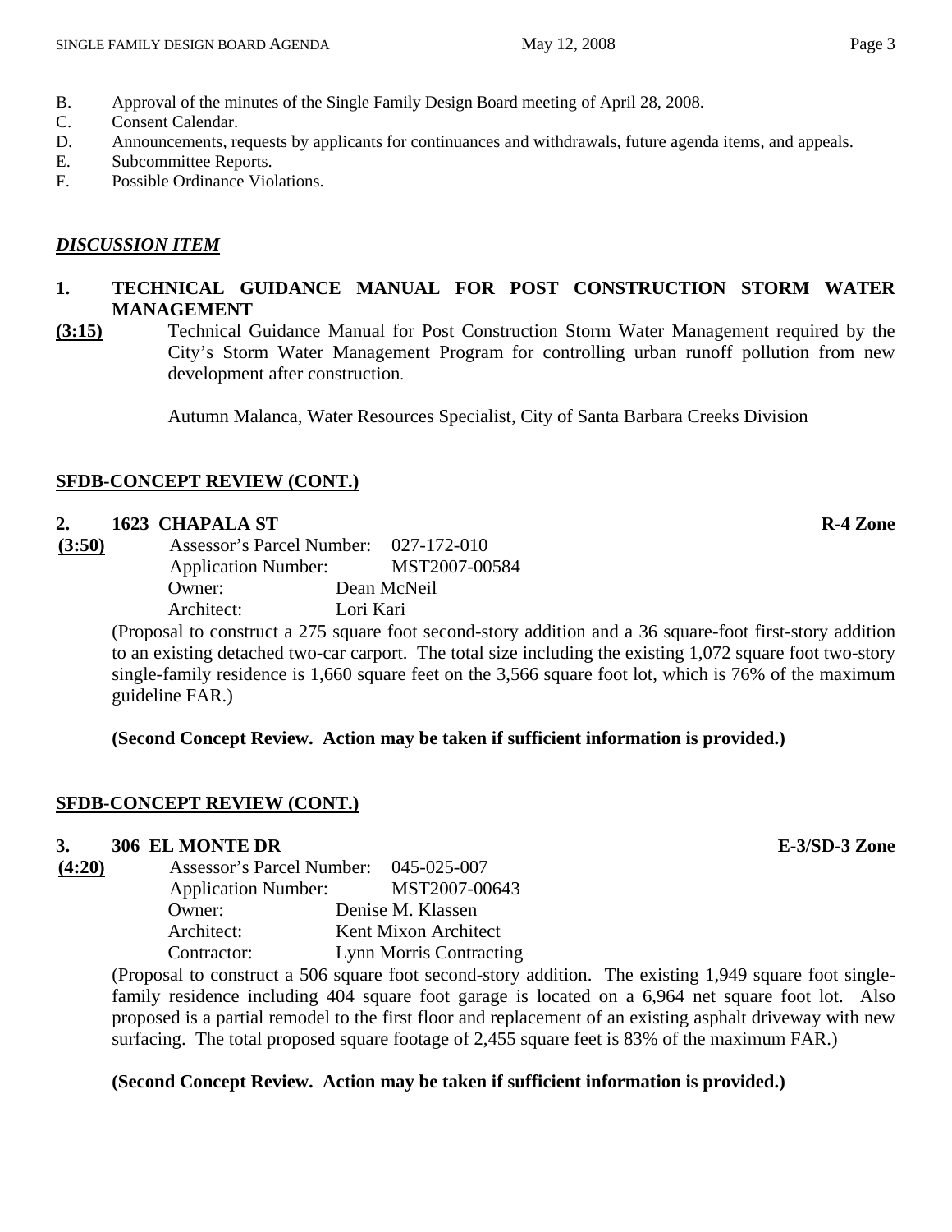B. Approval of the minutes of the Single Family Design Board meeting of April 28, 2008.
C. Consent Calendar.
D. Announcements, requests by applicants for continuances and withdrawals, future agenda items, and appeals.
E. Subcommittee Reports.
F. Possible Ordinance Violations.

## ***DISCUSSION ITEM***

### 1. TECHNICAL GUIDANCE MANUAL FOR POST CONSTRUCTION STORM WATER MANAGEMENT

**(3:15)** Technical Guidance Manual for Post Construction Storm Water Management required by the City's Storm Water Management Program for controlling urban runoff pollution from new development after construction.

Autumn Malanca, Water Resources Specialist, City of Santa Barbara Creeks Division

## SFDB-CONCEPT REVIEW (CONT.)

### 2. 1623 CHAPALA ST — R-4 Zone

**(3:50)**
Assessor's Parcel Number: 027-172-010
Application Number: MST2007-00584
Owner: Dean McNeil
Architect: Lori Kari

(Proposal to construct a 275 square foot second-story addition and a 36 square-foot first-story addition to an existing detached two-car carport. The total size including the existing 1,072 square foot two-story single-family residence is 1,660 square feet on the 3,566 square foot lot, which is 76% of the maximum guideline FAR.)

**(Second Concept Review. Action may be taken if sufficient information is provided.)**

## SFDB-CONCEPT REVIEW (CONT.)

### 3. 306 EL MONTE DR — E-3/SD-3 Zone

**(4:20)**
Assessor's Parcel Number: 045-025-007
Application Number: MST2007-00643
Owner: Denise M. Klassen
Architect: Kent Mixon Architect
Contractor: Lynn Morris Contracting

(Proposal to construct a 506 square foot second-story addition. The existing 1,949 square foot single-family residence including 404 square foot garage is located on a 6,964 net square foot lot. Also proposed is a partial remodel to the first floor and replacement of an existing asphalt driveway with new surfacing. The total proposed square footage of 2,455 square feet is 83% of the maximum FAR.)

**(Second Concept Review. Action may be taken if sufficient information is provided.)**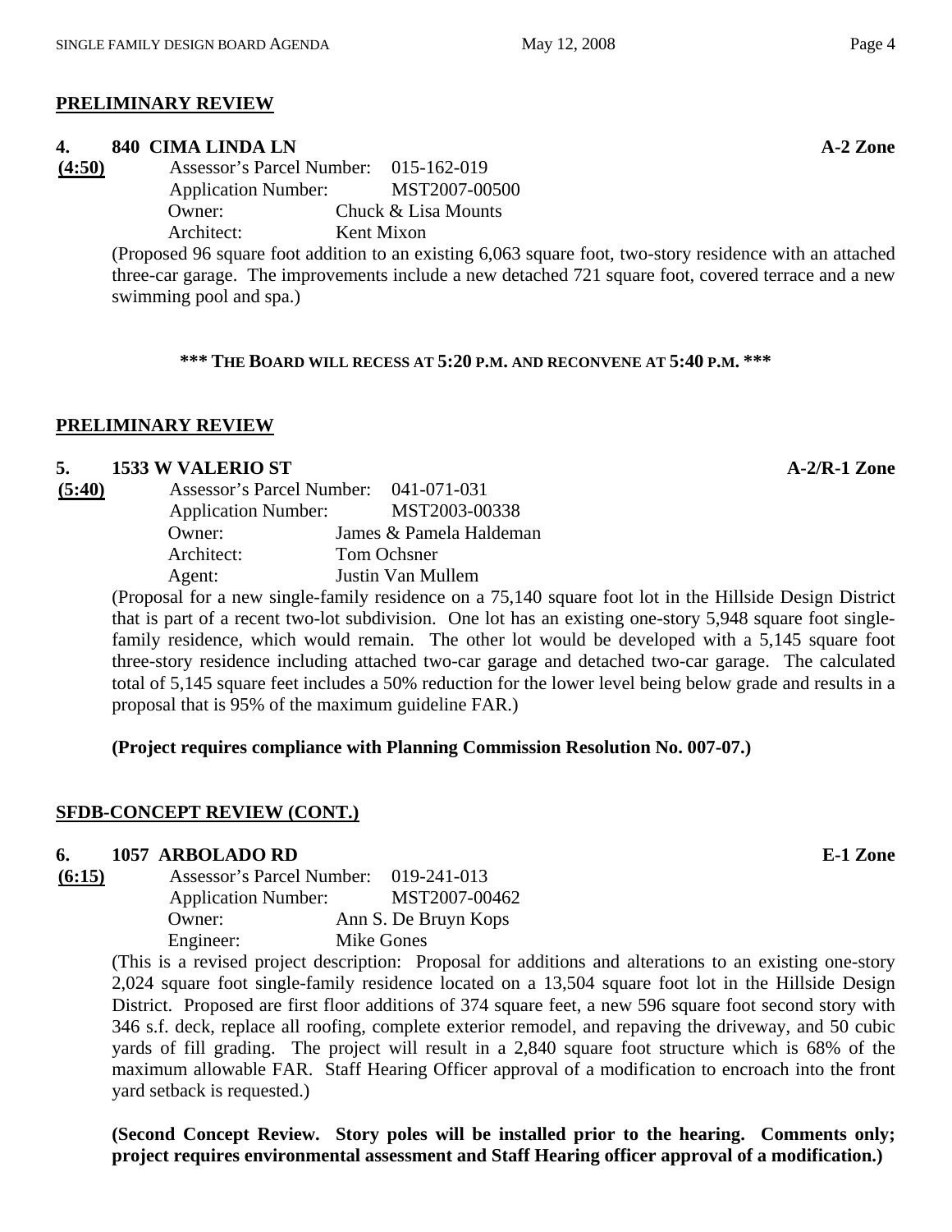## PRELIMINARY REVIEW

**4. 840 CIMA LINDA LN** **A-2 Zone**

**(4:50)**

Assessor's Parcel Number: 015-162-019
Application Number: MST2007-00500
Owner: Chuck & Lisa Mounts
Architect: Kent Mixon

(Proposed 96 square foot addition to an existing 6,063 square foot, two-story residence with an attached three-car garage. The improvements include a new detached 721 square foot, covered terrace and a new swimming pool and spa.)

**\*\*\* THE BOARD WILL RECESS AT 5:20 P.M. AND RECONVENE AT 5:40 P.M. \*\*\***

## PRELIMINARY REVIEW

**5. 1533 W VALERIO ST** **A-2/R-1 Zone**

**(5:40)**

Assessor's Parcel Number: 041-071-031
Application Number: MST2003-00338
Owner: James & Pamela Haldeman
Architect: Tom Ochsner
Agent: Justin Van Mullem

(Proposal for a new single-family residence on a 75,140 square foot lot in the Hillside Design District that is part of a recent two-lot subdivision. One lot has an existing one-story 5,948 square foot single-family residence, which would remain. The other lot would be developed with a 5,145 square foot three-story residence including attached two-car garage and detached two-car garage. The calculated total of 5,145 square feet includes a 50% reduction for the lower level being below grade and results in a proposal that is 95% of the maximum guideline FAR.)

**(Project requires compliance with Planning Commission Resolution No. 007-07.)**

## SFDB-CONCEPT REVIEW (CONT.)

**6. 1057 ARBOLADO RD** **E-1 Zone**

**(6:15)**

Assessor's Parcel Number: 019-241-013
Application Number: MST2007-00462
Owner: Ann S. De Bruyn Kops
Engineer: Mike Gones

(This is a revised project description: Proposal for additions and alterations to an existing one-story 2,024 square foot single-family residence located on a 13,504 square foot lot in the Hillside Design District. Proposed are first floor additions of 374 square feet, a new 596 square foot second story with 346 s.f. deck, replace all roofing, complete exterior remodel, and repaving the driveway, and 50 cubic yards of fill grading. The project will result in a 2,840 square foot structure which is 68% of the maximum allowable FAR. Staff Hearing Officer approval of a modification to encroach into the front yard setback is requested.)

**(Second Concept Review. Story poles will be installed prior to the hearing. Comments only; project requires environmental assessment and Staff Hearing officer approval of a modification.)**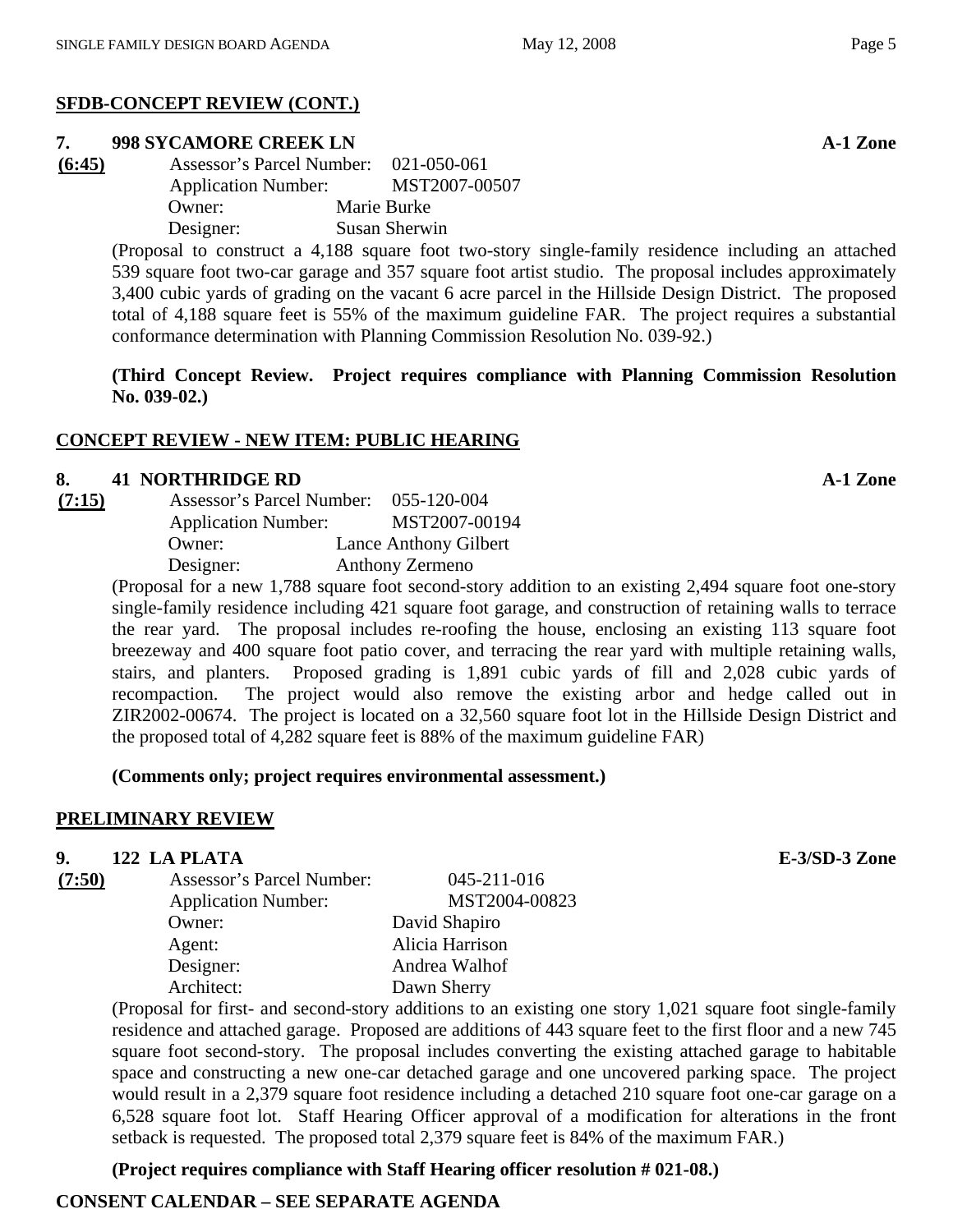**SFDB-CONCEPT REVIEW (CONT.)**

**7. 998 SYCAMORE CREEK LN** **A-1 Zone**

**(6:45)**

Assessor's Parcel Number: 021-050-061
Application Number: MST2007-00507
Owner: Marie Burke
Designer: Susan Sherwin

(Proposal to construct a 4,188 square foot two-story single-family residence including an attached 539 square foot two-car garage and 357 square foot artist studio. The proposal includes approximately 3,400 cubic yards of grading on the vacant 6 acre parcel in the Hillside Design District. The proposed total of 4,188 square feet is 55% of the maximum guideline FAR. The project requires a substantial conformance determination with Planning Commission Resolution No. 039-92.)

**(Third Concept Review. Project requires compliance with Planning Commission Resolution No. 039-02.)**

**CONCEPT REVIEW - NEW ITEM: PUBLIC HEARING**

**8. 41 NORTHRIDGE RD** **A-1 Zone**

**(7:15)**

Assessor's Parcel Number: 055-120-004
Application Number: MST2007-00194
Owner: Lance Anthony Gilbert
Designer: Anthony Zermeno

(Proposal for a new 1,788 square foot second-story addition to an existing 2,494 square foot one-story single-family residence including 421 square foot garage, and construction of retaining walls to terrace the rear yard. The proposal includes re-roofing the house, enclosing an existing 113 square foot breezeway and 400 square foot patio cover, and terracing the rear yard with multiple retaining walls, stairs, and planters. Proposed grading is 1,891 cubic yards of fill and 2,028 cubic yards of recompaction. The project would also remove the existing arbor and hedge called out in ZIR2002-00674. The project is located on a 32,560 square foot lot in the Hillside Design District and the proposed total of 4,282 square feet is 88% of the maximum guideline FAR)

**(Comments only; project requires environmental assessment.)**

**PRELIMINARY REVIEW**

**9. 122 LA PLATA** **E-3/SD-3 Zone**

**(7:50)**

Assessor's Parcel Number: 045-211-016
Application Number: MST2004-00823
Owner: David Shapiro
Agent: Alicia Harrison
Designer: Andrea Walhof
Architect: Dawn Sherry

(Proposal for first- and second-story additions to an existing one story 1,021 square foot single-family residence and attached garage. Proposed are additions of 443 square feet to the first floor and a new 745 square foot second-story. The proposal includes converting the existing attached garage to habitable space and constructing a new one-car detached garage and one uncovered parking space. The project would result in a 2,379 square foot residence including a detached 210 square foot one-car garage on a 6,528 square foot lot. Staff Hearing Officer approval of a modification for alterations in the front setback is requested. The proposed total 2,379 square feet is 84% of the maximum FAR.)

**(Project requires compliance with Staff Hearing officer resolution # 021-08.)**

**CONSENT CALENDAR – SEE SEPARATE AGENDA**